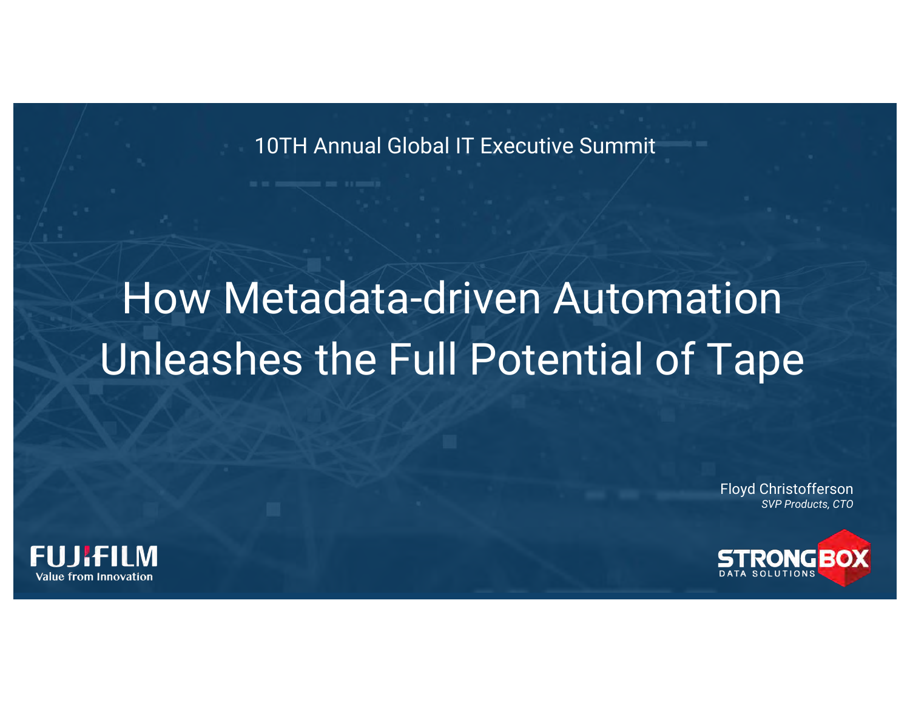10TH Annual Global IT Executive Summit

# How Metadata-driven Automation Unleashes the Full Potential of Tape

Floyd Christofferson
*SVP Products, CTO*

FUJIFILM
Value from Innovation

STRONGBOX
DATA SOLUTIONS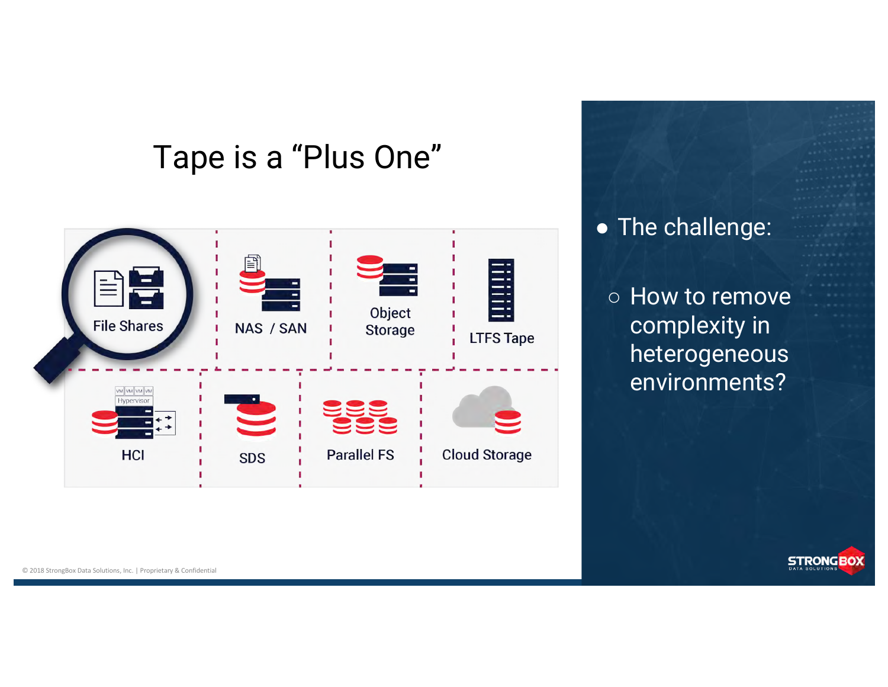# Tape is a "Plus One"

File Shares | NAS / SAN | Object Storage | LTFS Tape

HCI | SDS | Parallel FS | Cloud Storage

- The challenge:
  - How to remove complexity in heterogeneous environments?

© 2018 StrongBox Data Solutions, Inc. | Proprietary & Confidential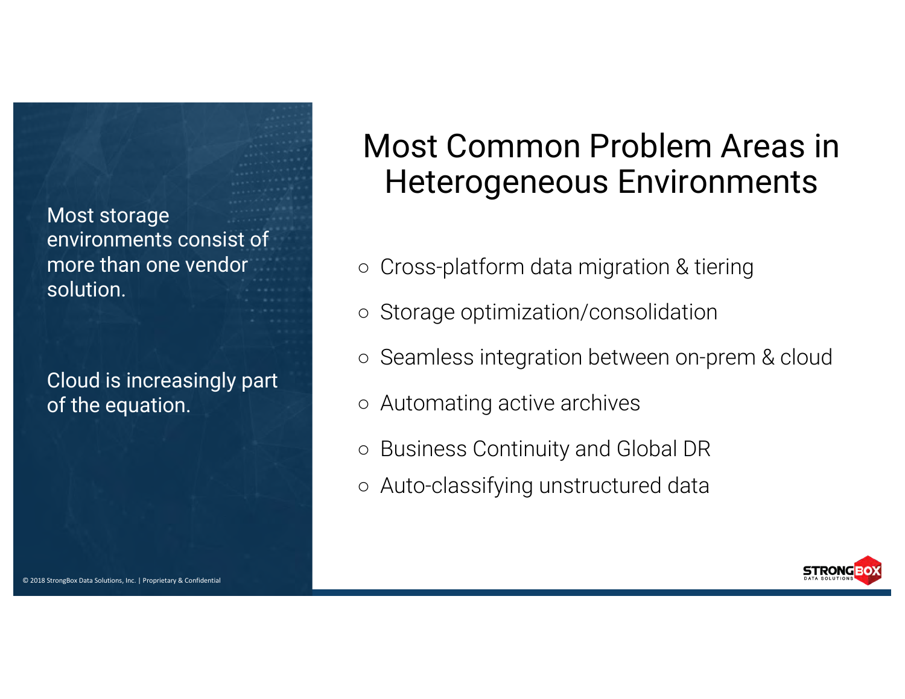Most storage environments consist of more than one vendor solution.

Cloud is increasingly part of the equation.

# Most Common Problem Areas in Heterogeneous Environments

- Cross-platform data migration & tiering
- Storage optimization/consolidation
- Seamless integration between on-prem & cloud
- Automating active archives
- Business Continuity and Global DR
- Auto-classifying unstructured data

© 2018 StrongBox Data Solutions, Inc. | Proprietary & Confidential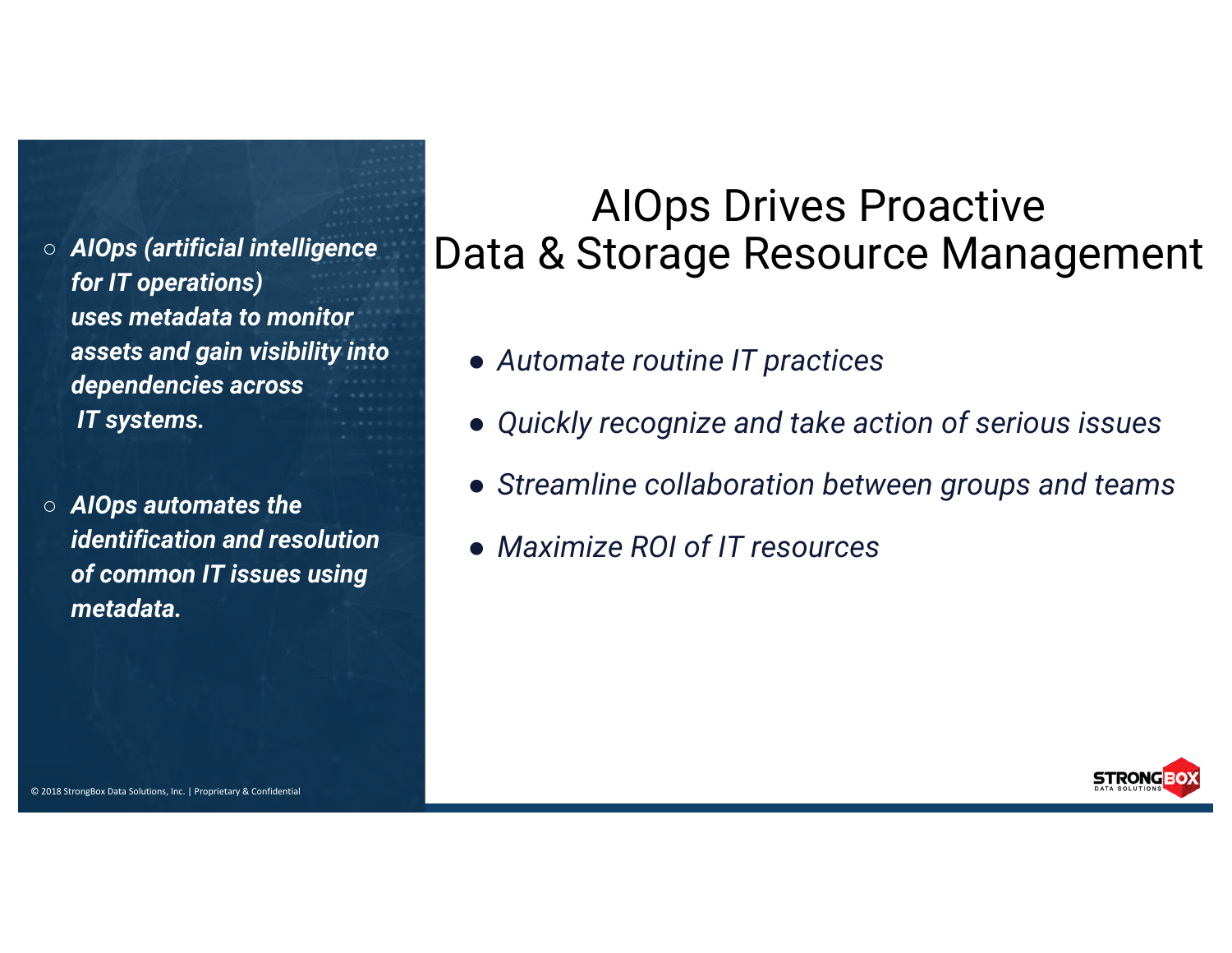# AIOps Drives Proactive Data & Storage Resource Management

- ***AIOps (artificial intelligence for IT operations) uses metadata to monitor assets and gain visibility into dependencies across IT systems.***
- ***AIOps automates the identification and resolution of common IT issues using metadata.***

- *Automate routine IT practices*
- *Quickly recognize and take action of serious issues*
- *Streamline collaboration between groups and teams*
- *Maximize ROI of IT resources*

© 2018 StrongBox Data Solutions, Inc. | Proprietary & Confidential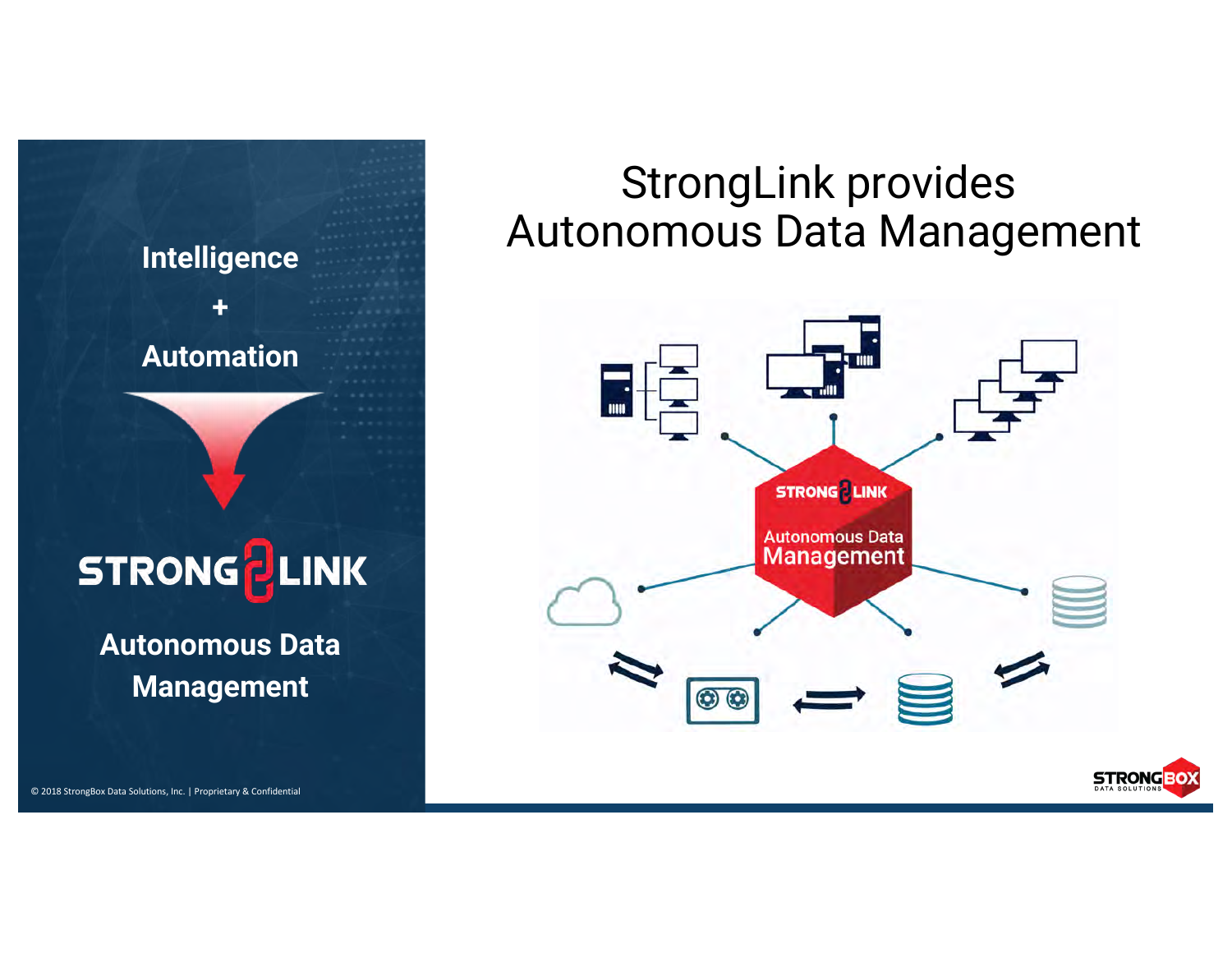Intelligence

+

Automation

STRONG LINK

Autonomous Data Management

# StrongLink provides Autonomous Data Management

STRONG LINK

Autonomous Data Management

© 2018 StrongBox Data Solutions, Inc. | Proprietary & Confidential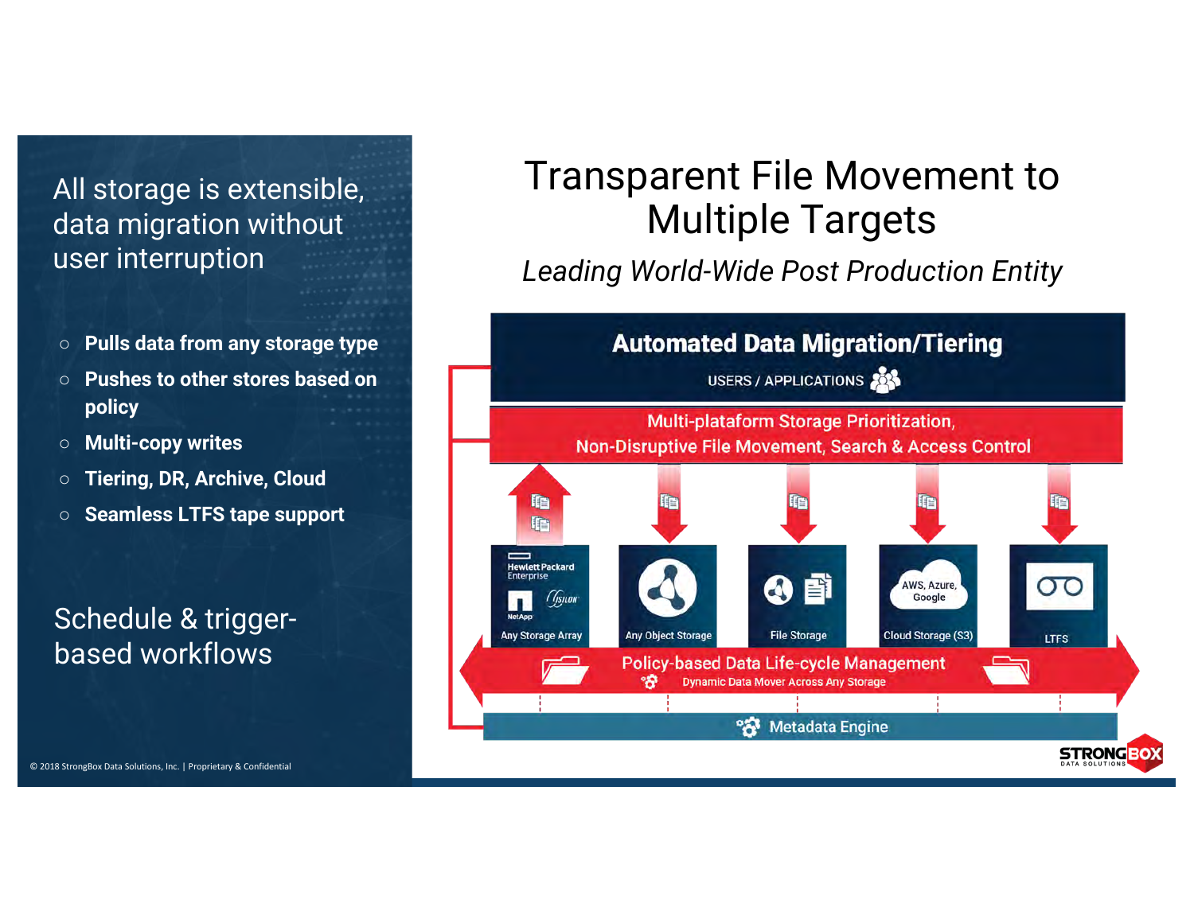All storage is extensible, data migration without user interruption

- **Pulls data from any storage type**
- **Pushes to other stores based on policy**
- **Multi-copy writes**
- **Tiering, DR, Archive, Cloud**
- **Seamless LTFS tape support**

Schedule & trigger-based workflows

# Transparent File Movement to Multiple Targets

*Leading World-Wide Post Production Entity*

**Automated Data Migration/Tiering**

USERS / APPLICATIONS

Multi-plataform Storage Prioritization,
Non-Disruptive File Movement, Search & Access Control

Hewlett Packard Enterprise
NetApp
Isilon
Any Storage Array

Any Object Storage

File Storage

AWS, Azure, Google
Cloud Storage (S3)

LTFS

Policy-based Data Life-cycle Management
Dynamic Data Mover Across Any Storage

Metadata Engine

© 2018 StrongBox Data Solutions, Inc. | Proprietary & Confidential

STRONGBOX DATA SOLUTIONS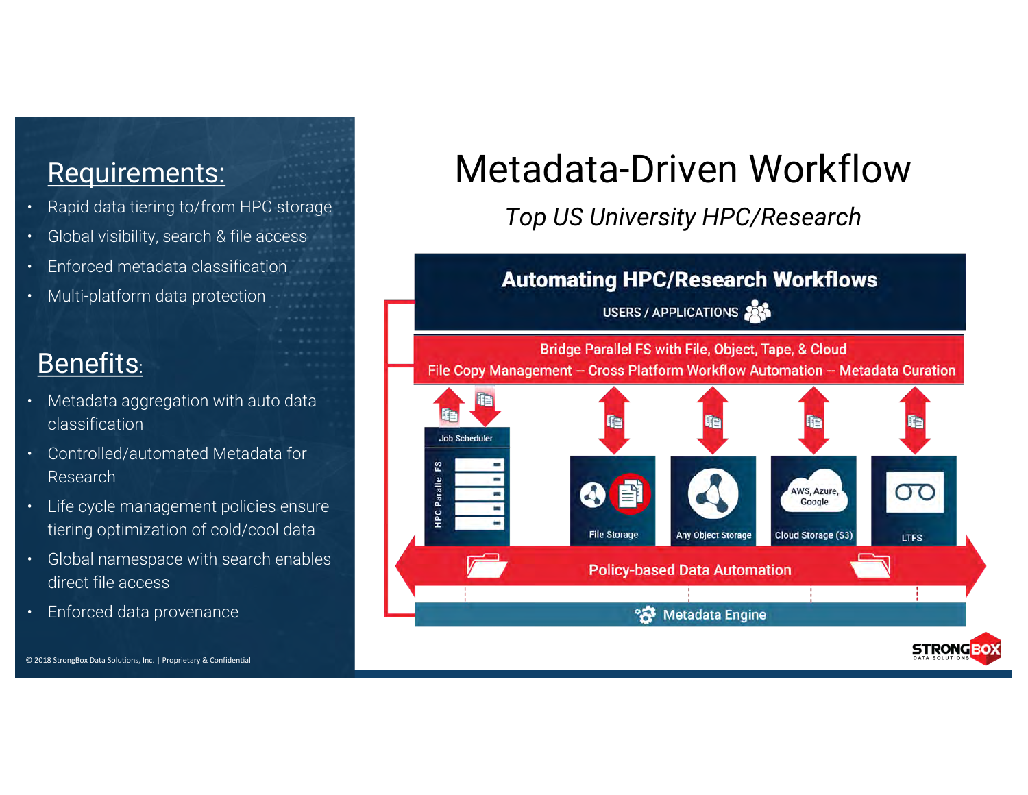# Metadata-Driven Workflow

*Top US University HPC/Research*

## Requirements:

- Rapid data tiering to/from HPC storage
- Global visibility, search & file access
- Enforced metadata classification
- Multi-platform data protection

## Benefits:

- Metadata aggregation with auto data classification
- Controlled/automated Metadata for Research
- Life cycle management policies ensure tiering optimization of cold/cool data
- Global namespace with search enables direct file access
- Enforced data provenance

**Automating HPC/Research Workflows**

USERS / APPLICATIONS

Bridge Parallel FS with File, Object, Tape, & Cloud

File Copy Management -- Cross Platform Workflow Automation -- Metadata Curation

Job Scheduler

HPC Parallel FS

File Storage

Any Object Storage

AWS, Azure, Google

Cloud Storage (S3)

LTFS

Policy-based Data Automation

Metadata Engine

© 2018 StrongBox Data Solutions, Inc. | Proprietary & Confidential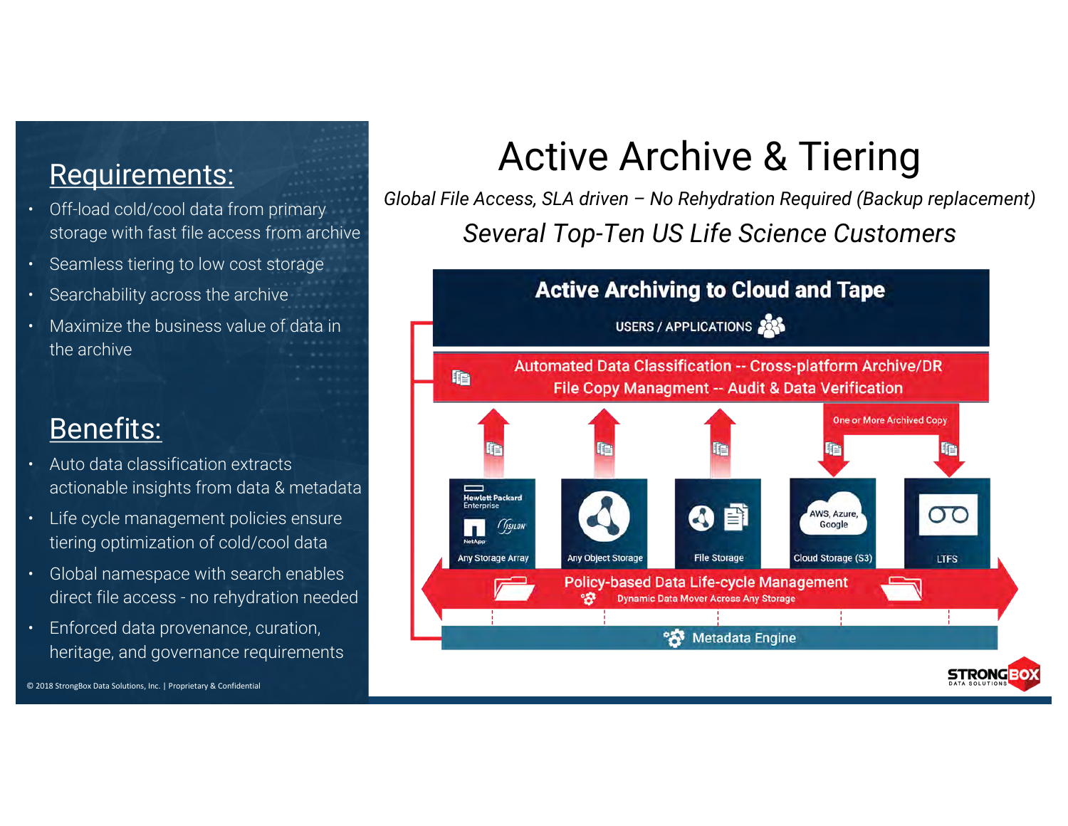# Active Archive & Tiering

*Global File Access, SLA driven – No Rehydration Required (Backup replacement)*

*Several Top-Ten US Life Science Customers*

## Requirements:

- Off-load cold/cool data from primary storage with fast file access from archive
- Seamless tiering to low cost storage
- Searchability across the archive
- Maximize the business value of data in the archive

## Benefits:

- Auto data classification extracts actionable insights from data & metadata
- Life cycle management policies ensure tiering optimization of cold/cool data
- Global namespace with search enables direct file access - no rehydration needed
- Enforced data provenance, curation, heritage, and governance requirements

**Active Archiving to Cloud and Tape**

USERS / APPLICATIONS

Automated Data Classification -- Cross-platform Archive/DR
File Copy Managment -- Audit & Data Verification

One or More Archived Copy

Hewlett Packard Enterprise | ISILON | NetApp — Any Storage Array

Any Object Storage

File Storage

AWS, Azure, Google — Cloud Storage (S3)

LTFS

Policy-based Data Life-cycle Management
Dynamic Data Mover Across Any Storage

Metadata Engine

© 2018 StrongBox Data Solutions, Inc. | Proprietary & Confidential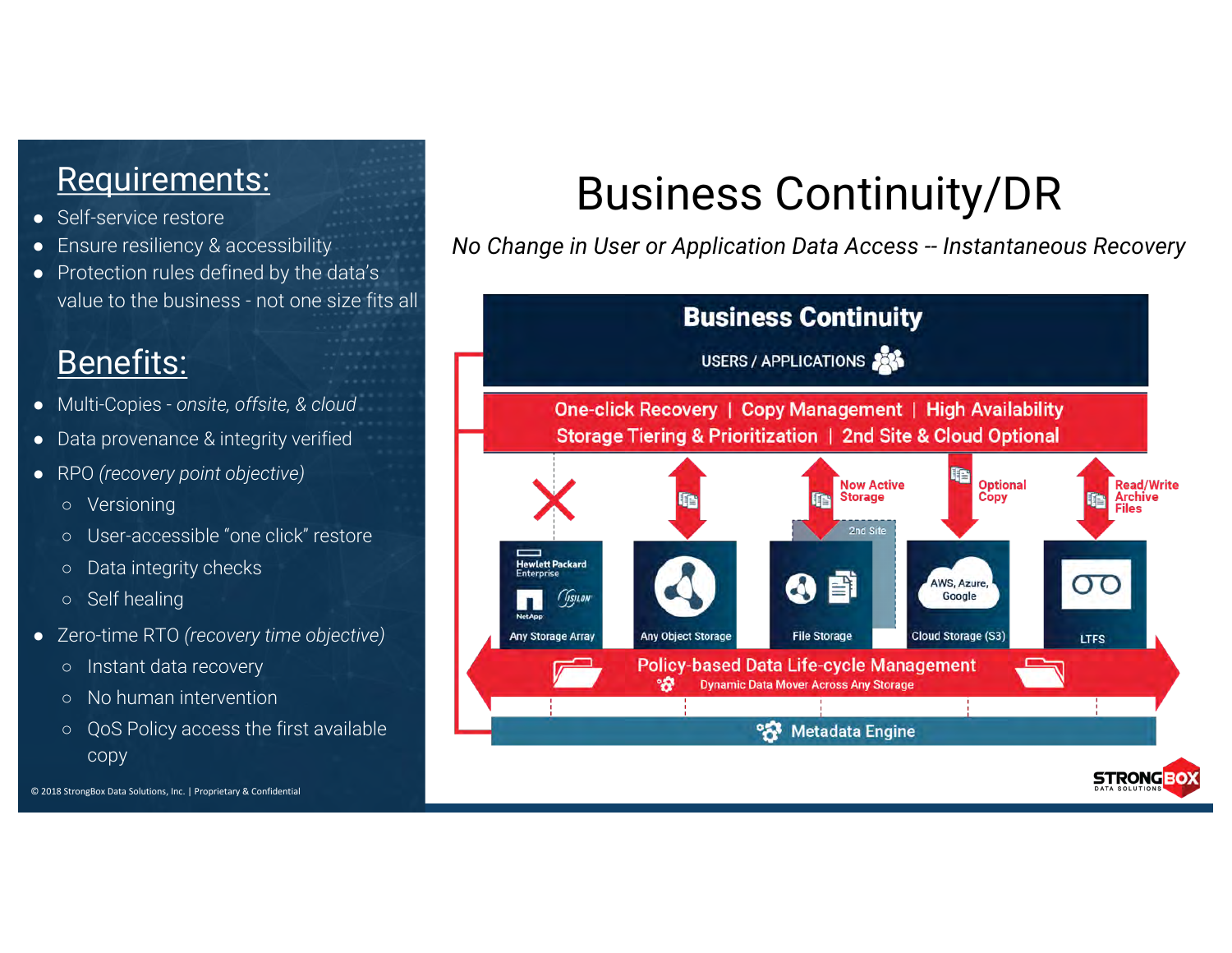# Business Continuity/DR

*No Change in User or Application Data Access -- Instantaneous Recovery*

## Requirements:

- Self-service restore
- Ensure resiliency & accessibility
- Protection rules defined by the data's value to the business - not one size fits all

## Benefits:

- Multi-Copies - *onsite, offsite, & cloud*
- Data provenance & integrity verified
- RPO *(recovery point objective)*
  - Versioning
  - User-accessible "one click" restore
  - Data integrity checks
  - Self healing
- Zero-time RTO *(recovery time objective)*
  - Instant data recovery
  - No human intervention
  - QoS Policy access the first available copy

**Business Continuity**

USERS / APPLICATIONS

One-click Recovery | Copy Management | High Availability
Storage Tiering & Prioritization | 2nd Site & Cloud Optional

Now Active Storage

Optional Copy

Read/Write Archive Files

2nd Site

Hewlett Packard Enterprise | ISILON | NetApp — Any Storage Array

Any Object Storage

File Storage

AWS, Azure, Google — Cloud Storage (S3)

LTFS

**Policy-based Data Life-cycle Management**

Dynamic Data Mover Across Any Storage

**Metadata Engine**

© 2018 StrongBox Data Solutions, Inc. | Proprietary & Confidential

STRONGBOX DATA SOLUTIONS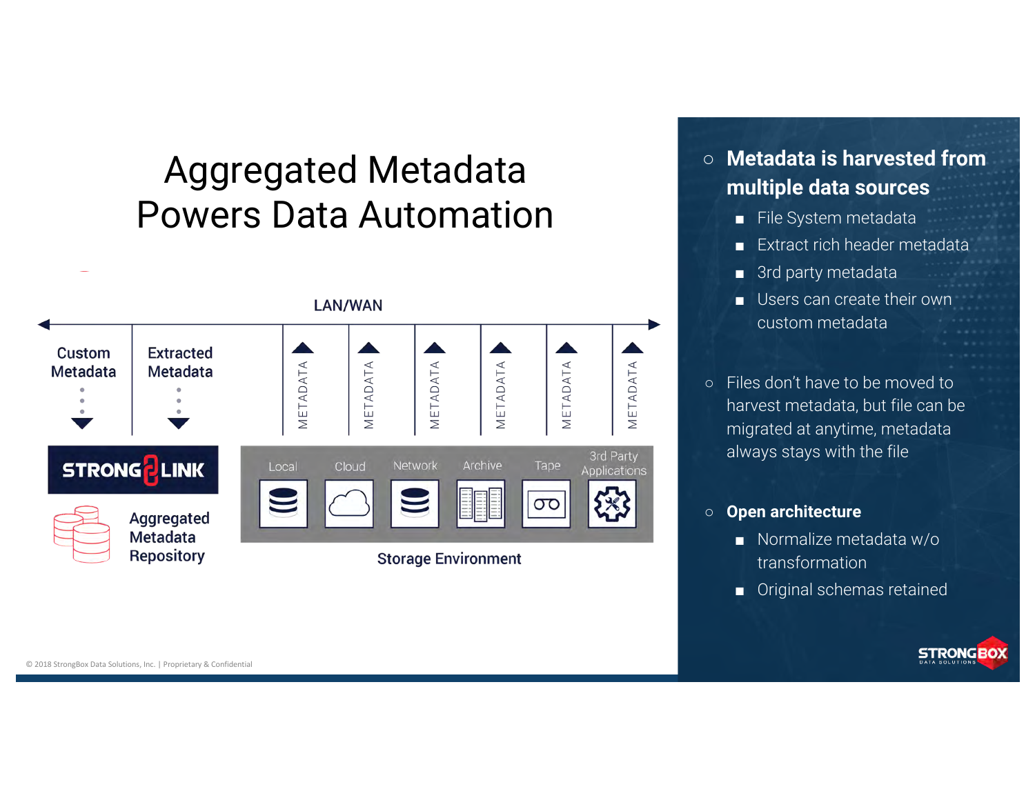# Aggregated Metadata Powers Data Automation

LAN/WAN

Custom Metadata

Extracted Metadata

METADATA METADATA METADATA METADATA METADATA METADATA

STRONGLINK

Aggregated Metadata Repository

Local | Cloud | Network | Archive | Tape | 3rd Party Applications

Storage Environment

- **Metadata is harvested from multiple data sources**
  - File System metadata
  - Extract rich header metadata
  - 3rd party metadata
  - Users can create their own custom metadata
- Files don't have to be moved to harvest metadata, but file can be migrated at anytime, metadata always stays with the file
- **Open architecture**
  - Normalize metadata w/o transformation
  - Original schemas retained

© 2018 StrongBox Data Solutions, Inc. | Proprietary & Confidential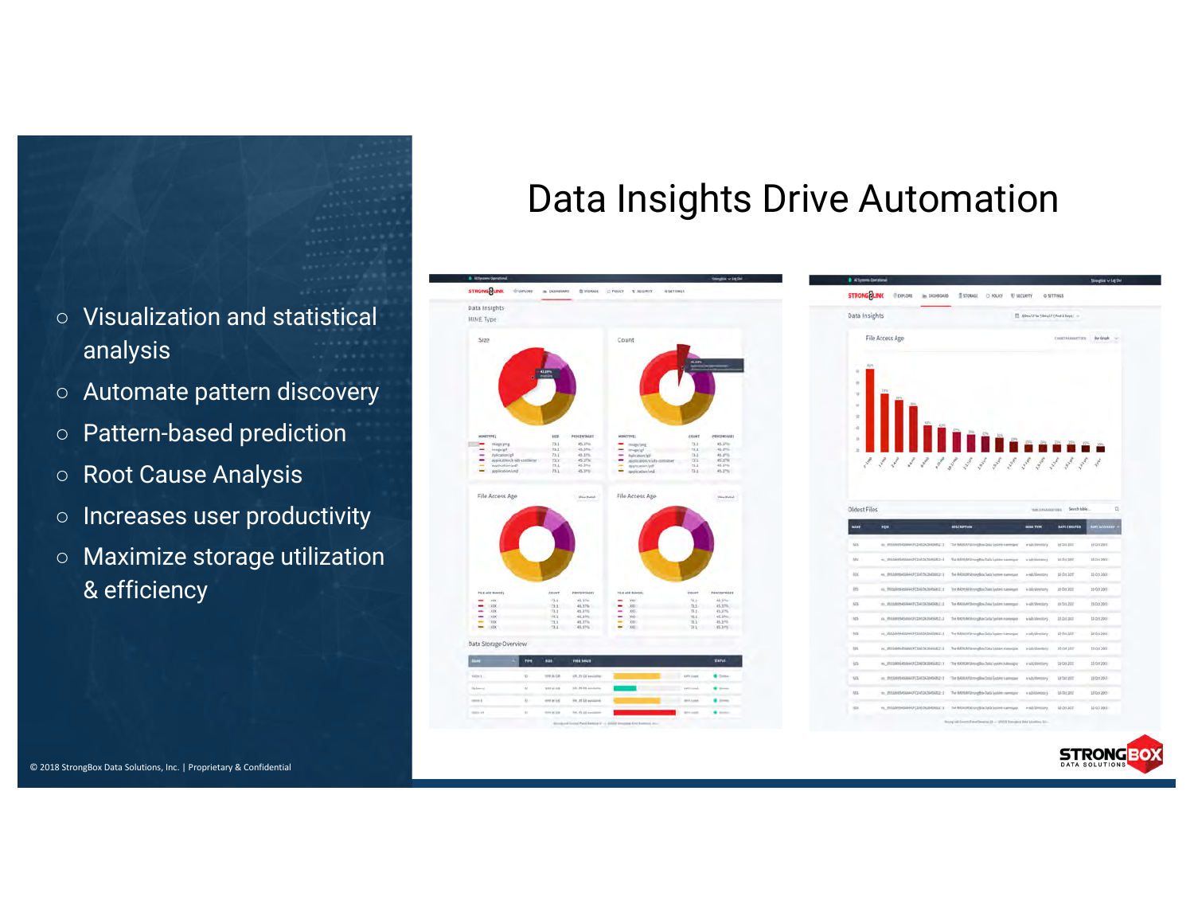# Data Insights Drive Automation

- Visualization and statistical analysis
- Automate pattern discovery
- Pattern-based prediction
- Root Cause Analysis
- Increases user productivity
- Maximize storage utilization & efficiency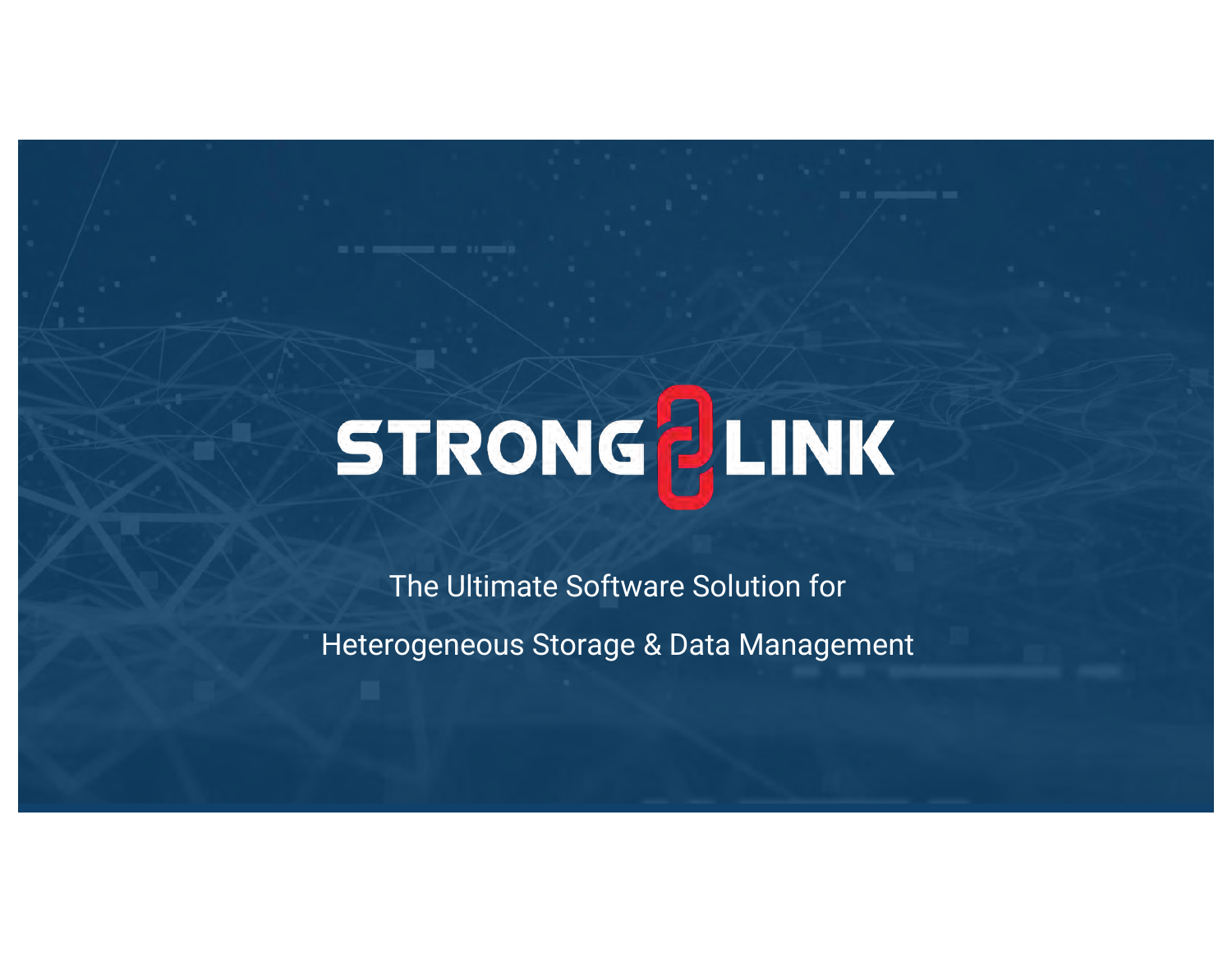# STRONGLINK

The Ultimate Software Solution for

Heterogeneous Storage & Data Management